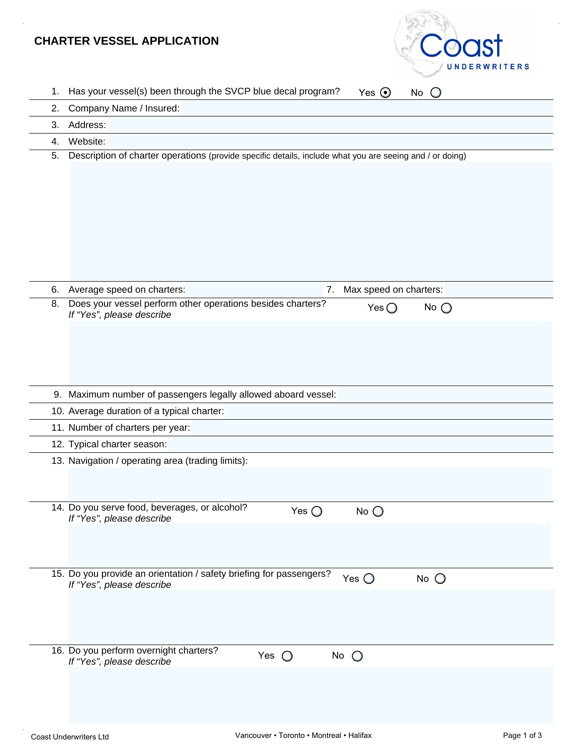# CHARTER VESSEL APPLICATION

Coast UNDERWRITERS

1. Has your vessel(s) been through the SVCP blue decal program? Yes ◉ No ○
2. Company Name / Insured:
3. Address:
4. Website:
5. Description of charter operations (provide specific details, include what you are seeing and / or doing)
6. Average speed on charters:
7. Max speed on charters:
8. Does your vessel perform other operations besides charters? Yes ○ No ○
   *If "Yes", please describe*
9. Maximum number of passengers legally allowed aboard vessel:
10. Average duration of a typical charter:
11. Number of charters per year:
12. Typical charter season:
13. Navigation / operating area (trading limits):
14. Do you serve food, beverages, or alcohol? Yes ○ No ○
    *If "Yes", please describe*
15. Do you provide an orientation / safety briefing for passengers? Yes ○ No ○
    *If "Yes", please describe*
16. Do you perform overnight charters? Yes ○ No ○
    *If "Yes", please describe*

Coast Underwriters Ltd — Vancouver • Toronto • Montreal • Halifax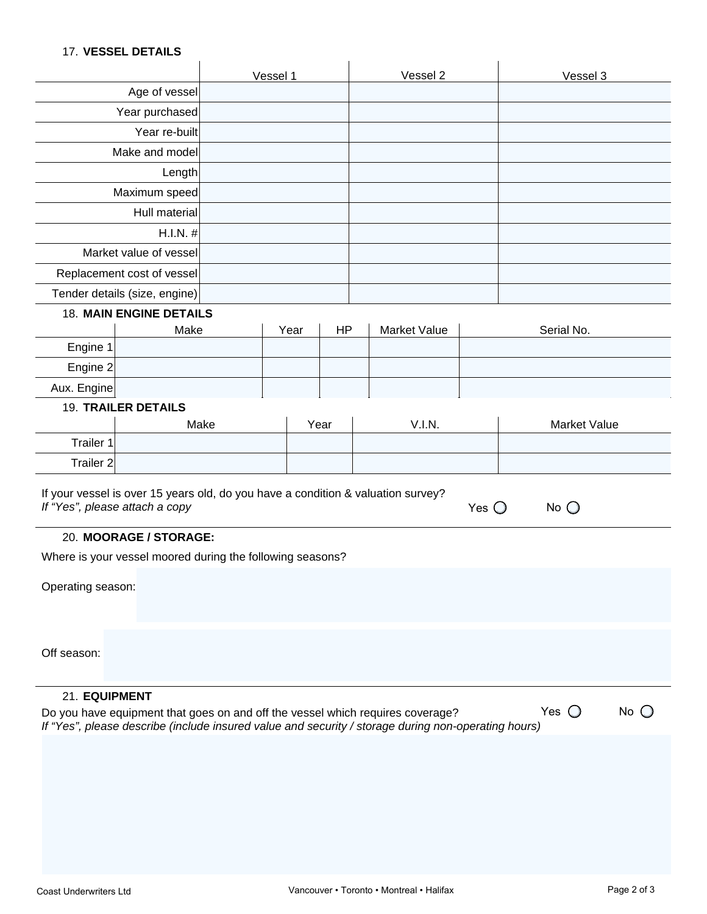17. **VESSEL DETAILS**

| | Vessel 1 | Vessel 2 | Vessel 3 |
|---|---|---|---|
| Age of vessel | | | |
| Year purchased | | | |
| Year re-built | | | |
| Make and model | | | |
| Length | | | |
| Maximum speed | | | |
| Hull material | | | |
| H.I.N. # | | | |
| Market value of vessel | | | |
| Replacement cost of vessel | | | |
| Tender details (size, engine) | | | |

18. **MAIN ENGINE DETAILS**

| | Make | Year | HP | Market Value | Serial No. |
|---|---|---|---|---|---|
| Engine 1 | | | | | |
| Engine 2 | | | | | |
| Aux. Engine | | | | | |

19. **TRAILER DETAILS**

| | Make | Year | V.I.N. | Market Value |
|---|---|---|---|---|
| Trailer 1 | | | | |
| Trailer 2 | | | | |

If your vessel is over 15 years old, do you have a condition & valuation survey?
*If "Yes", please attach a copy* Yes ○ No ○

20. **MOORAGE / STORAGE:**

Where is your vessel moored during the following seasons?

Operating season:

Off season:

21. **EQUIPMENT**

Do you have equipment that goes on and off the vessel which requires coverage? Yes ○ No ○
*If "Yes", please describe (include insured value and security / storage during non-operating hours)*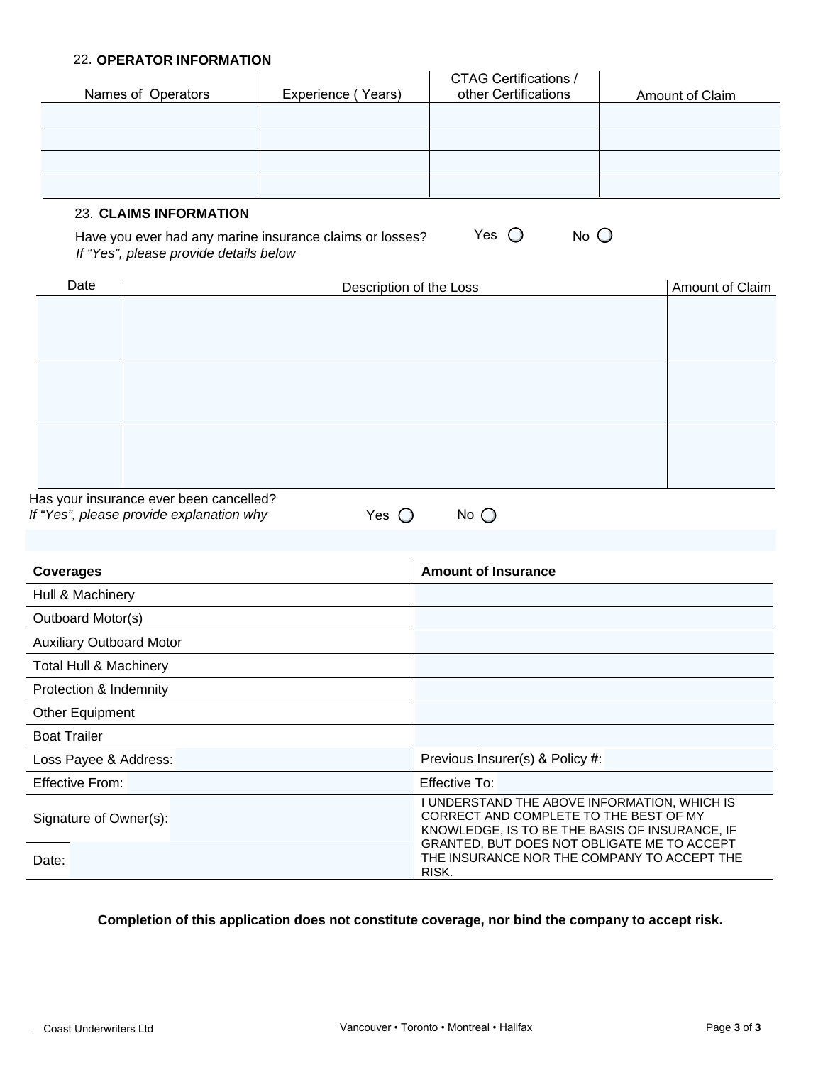## 22. OPERATOR INFORMATION

| Names of Operators | Experience ( Years) | CTAG Certifications / other Certifications | Amount of Claim |
|---|---|---|---|
| | | | |
| | | | |
| | | | |
| | | | |

## 23. CLAIMS INFORMATION

Have you ever had any marine insurance claims or losses? Yes ○ No ○
*If "Yes", please provide details below*

| Date | Description of the Loss | Amount of Claim |
|---|---|---|
| | | |
| | | |
| | | |

Has your insurance ever been cancelled? Yes ○ No ○
*If "Yes", please provide explanation why*

| Coverages | Amount of Insurance |
|---|---|
| Hull & Machinery | |
| Outboard Motor(s) | |
| Auxiliary Outboard Motor | |
| Total Hull & Machinery | |
| Protection & Indemnity | |
| Other Equipment | |
| Boat Trailer | |
| Loss Payee & Address: | Previous Insurer(s) & Policy #: |
| Effective From: | Effective To: |
| Signature of Owner(s): | I UNDERSTAND THE ABOVE INFORMATION, WHICH IS CORRECT AND COMPLETE TO THE BEST OF MY KNOWLEDGE, IS TO BE THE BASIS OF INSURANCE, IF GRANTED, BUT DOES NOT OBLIGATE ME TO ACCEPT THE INSURANCE NOR THE COMPANY TO ACCEPT THE RISK. |
| Date: | |

**Completion of this application does not constitute coverage, nor bind the company to accept risk.**

Coast Underwriters Ltd

Vancouver • Toronto • Montreal • Halifax